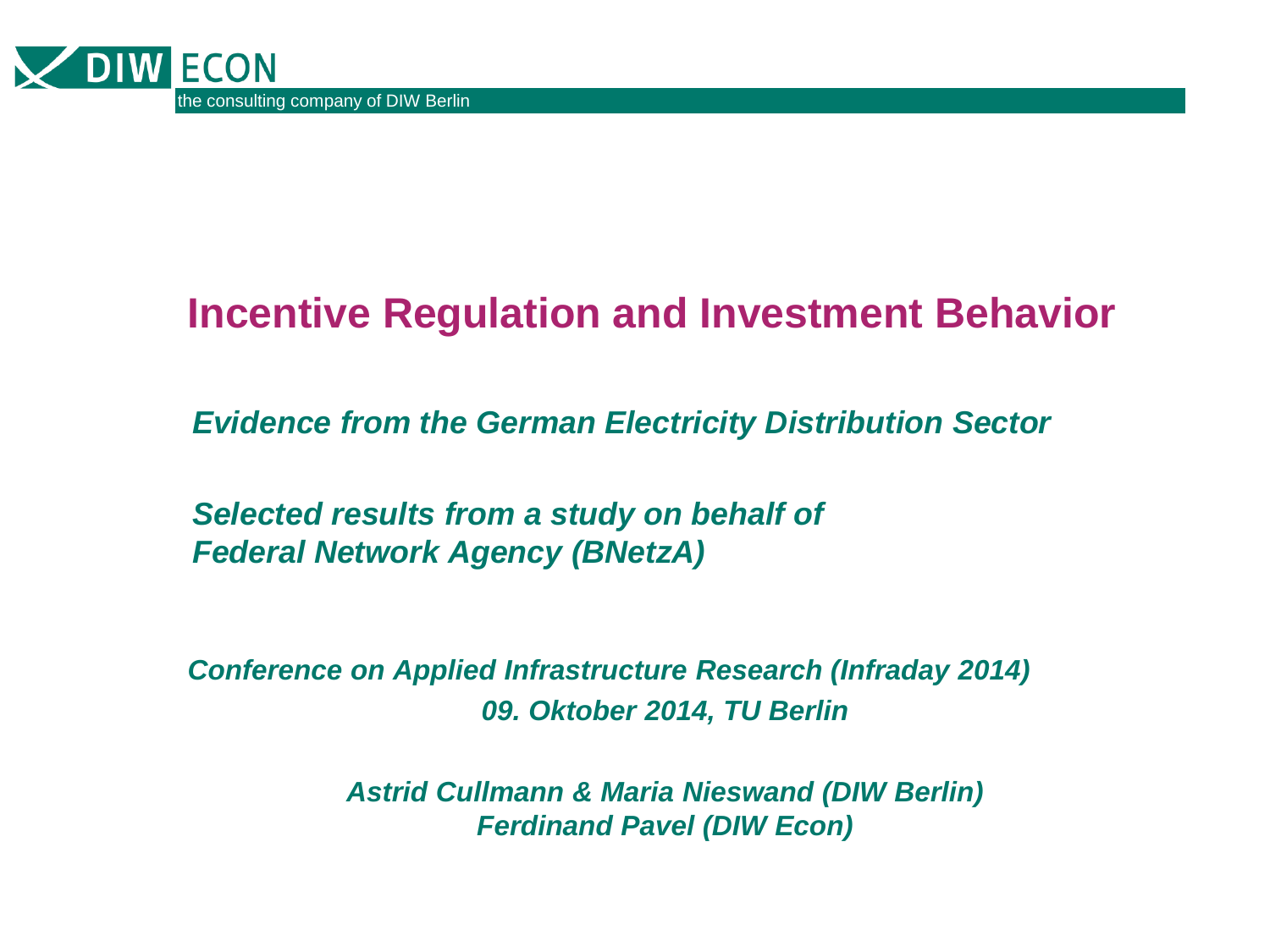DIW ECON

the consulting company of DIW Berlin

# Incentive Regulation and Investment Behavior

*Evidence from the German Electricity Distribution Sector*

*Selected results from a study on behalf of Federal Network Agency (BNetzA)*

*Conference on Applied Infrastructure Research (Infraday 2014)*
*09. Oktober 2014, TU Berlin*

*Astrid Cullmann & Maria Nieswand (DIW Berlin)*
*Ferdinand Pavel (DIW Econ)*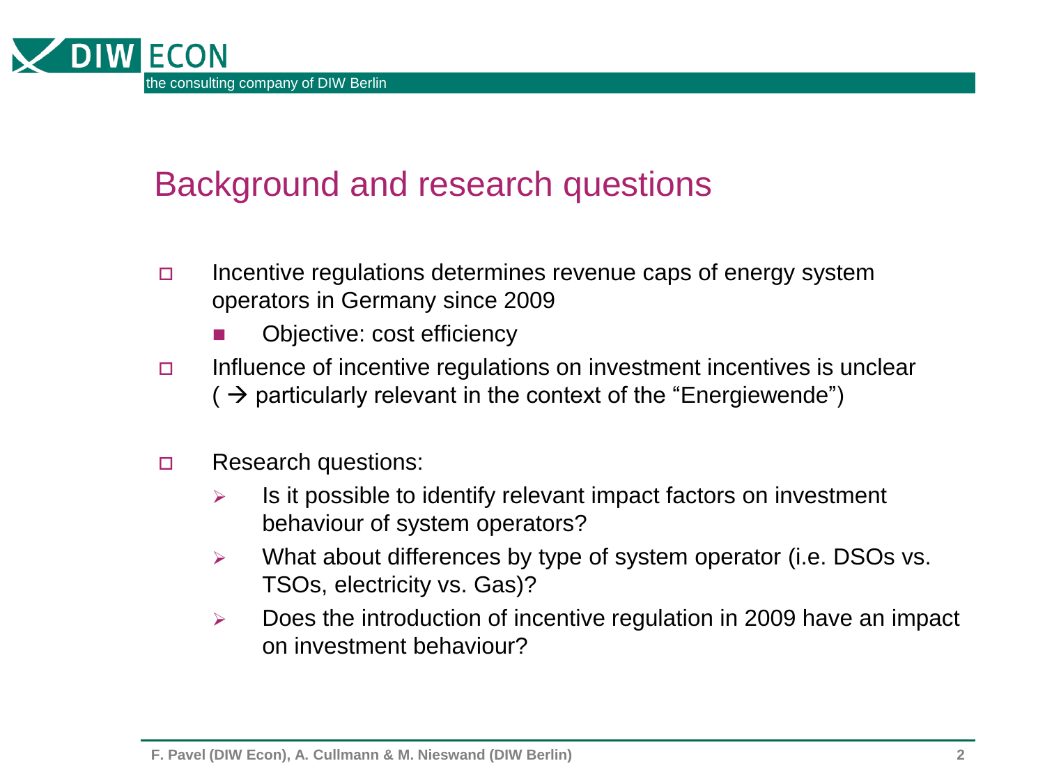# Background and research questions

- Incentive regulations determines revenue caps of energy system operators in Germany since 2009
  - Objective: cost efficiency
- Influence of incentive regulations on investment incentives is unclear ( → particularly relevant in the context of the "Energiewende")

- Research questions:
  - Is it possible to identify relevant impact factors on investment behaviour of system operators?
  - What about differences by type of system operator (i.e. DSOs vs. TSOs, electricity vs. Gas)?
  - Does the introduction of incentive regulation in 2009 have an impact on investment behaviour?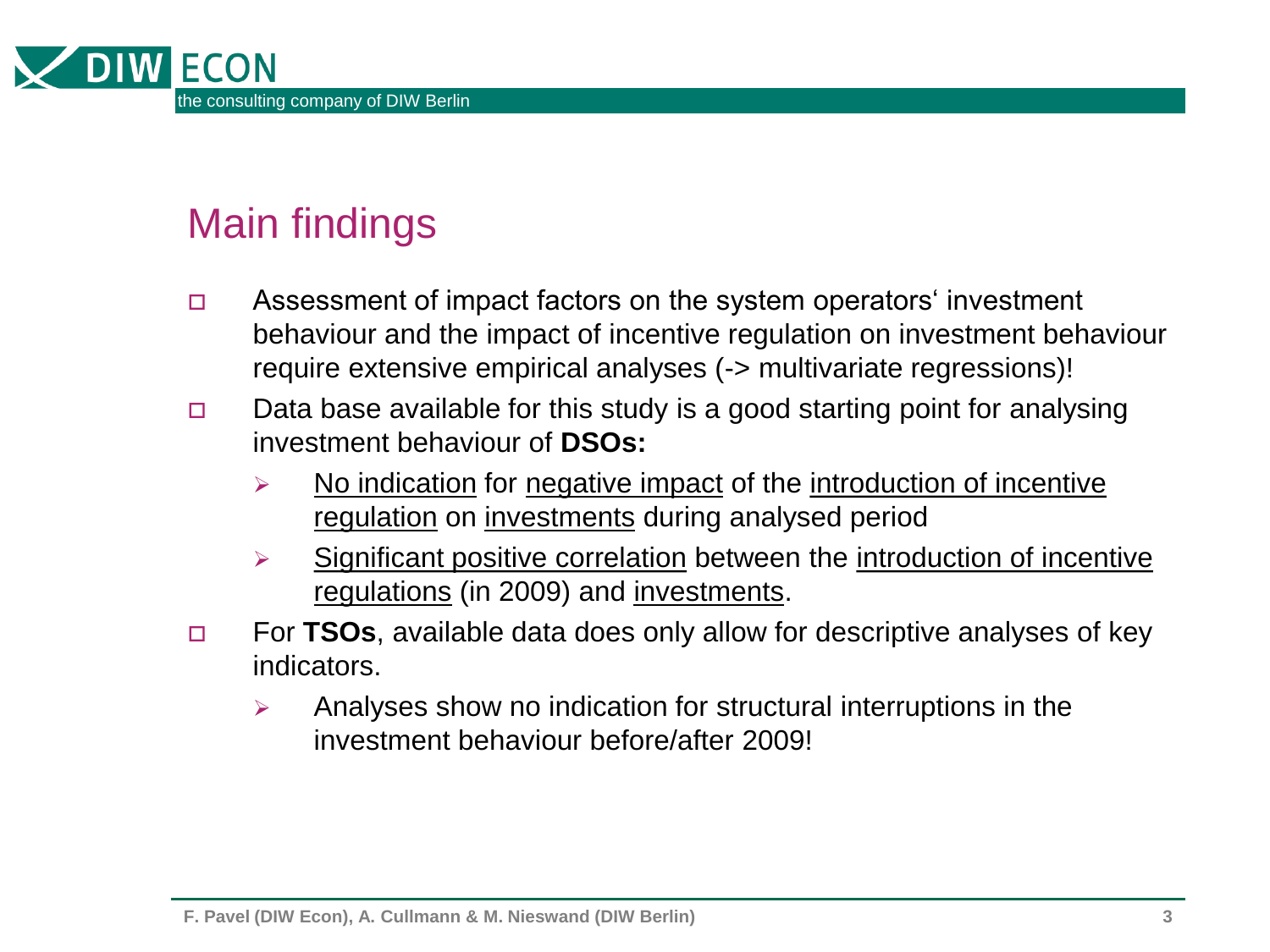# Main findings

- Assessment of impact factors on the system operators‘ investment behaviour and the impact of incentive regulation on investment behaviour require extensive empirical analyses (-> multivariate regressions)!
- Data base available for this study is a good starting point for analysing investment behaviour of **DSOs:**
  - No indication for negative impact of the introduction of incentive regulation on investments during analysed period
  - Significant positive correlation between the introduction of incentive regulations (in 2009) and investments.
- For **TSOs**, available data does only allow for descriptive analyses of key indicators.
  - Analyses show no indication for structural interruptions in the investment behaviour before/after 2009!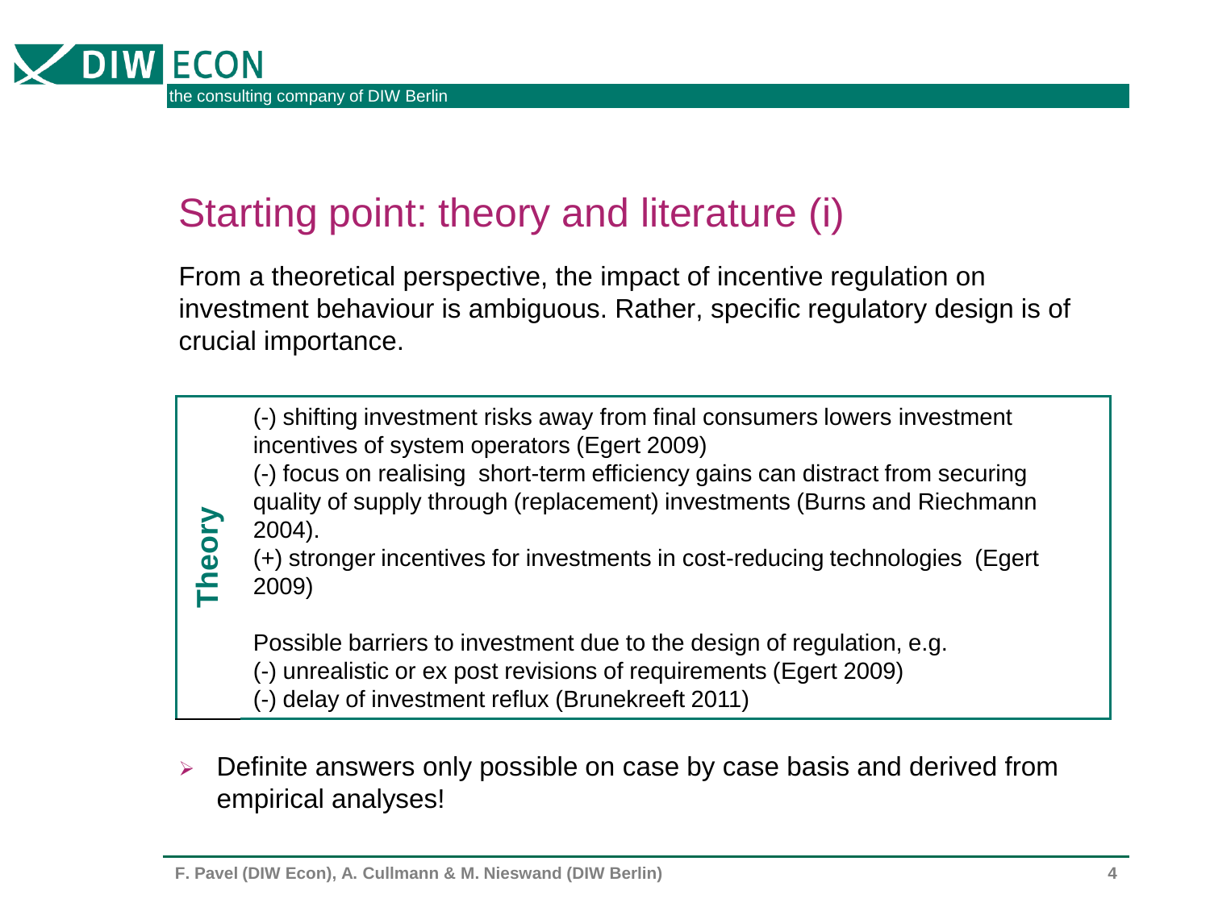# Starting point: theory and literature (i)

From a theoretical perspective, the impact of incentive regulation on investment behaviour is ambiguous. Rather, specific regulatory design is of crucial importance.

**Theory**

(-) shifting investment risks away from final consumers lowers investment incentives of system operators (Egert 2009)
(-) focus on realising short-term efficiency gains can distract from securing quality of supply through (replacement) investments (Burns and Riechmann 2004).
(+) stronger incentives for investments in cost-reducing technologies (Egert 2009)

Possible barriers to investment due to the design of regulation, e.g.
(-) unrealistic or ex post revisions of requirements (Egert 2009)
(-) delay of investment reflux (Brunekreeft 2011)

- Definite answers only possible on case by case basis and derived from empirical analyses!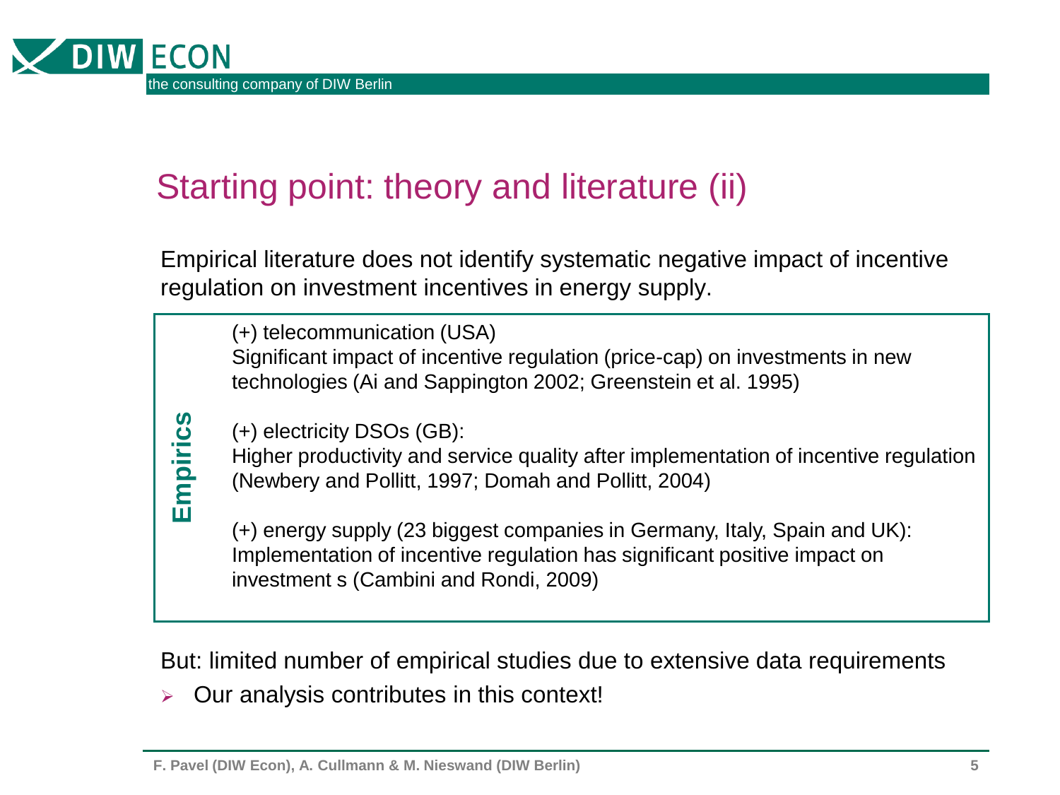# Starting point: theory and literature (ii)

Empirical literature does not identify systematic negative impact of incentive regulation on investment incentives in energy supply.

**Empirics**

(+) telecommunication (USA)
Significant impact of incentive regulation (price-cap) on investments in new technologies (Ai and Sappington 2002; Greenstein et al. 1995)

(+) electricity DSOs (GB):
Higher productivity and service quality after implementation of incentive regulation (Newbery and Pollitt, 1997; Domah and Pollitt, 2004)

(+) energy supply (23 biggest companies in Germany, Italy, Spain and UK):
Implementation of incentive regulation has significant positive impact on investment s (Cambini and Rondi, 2009)

But: limited number of empirical studies due to extensive data requirements

- Our analysis contributes in this context!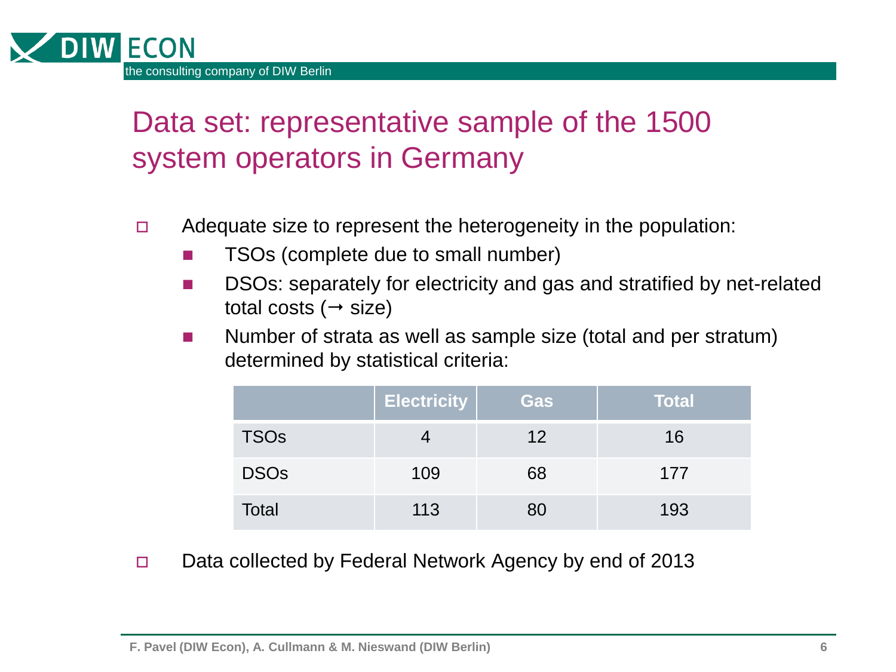# Data set: representative sample of the 1500 system operators in Germany

- Adequate size to represent the heterogeneity in the population:
  - TSOs (complete due to small number)
  - DSOs: separately for electricity and gas and stratified by net-related total costs (→ size)
  - Number of strata as well as sample size (total and per stratum) determined by statistical criteria:

| | Electricity | Gas | Total |
|---|---|---|---|
| TSOs | 4 | 12 | 16 |
| DSOs | 109 | 68 | 177 |
| Total | 113 | 80 | 193 |

- Data collected by Federal Network Agency by end of 2013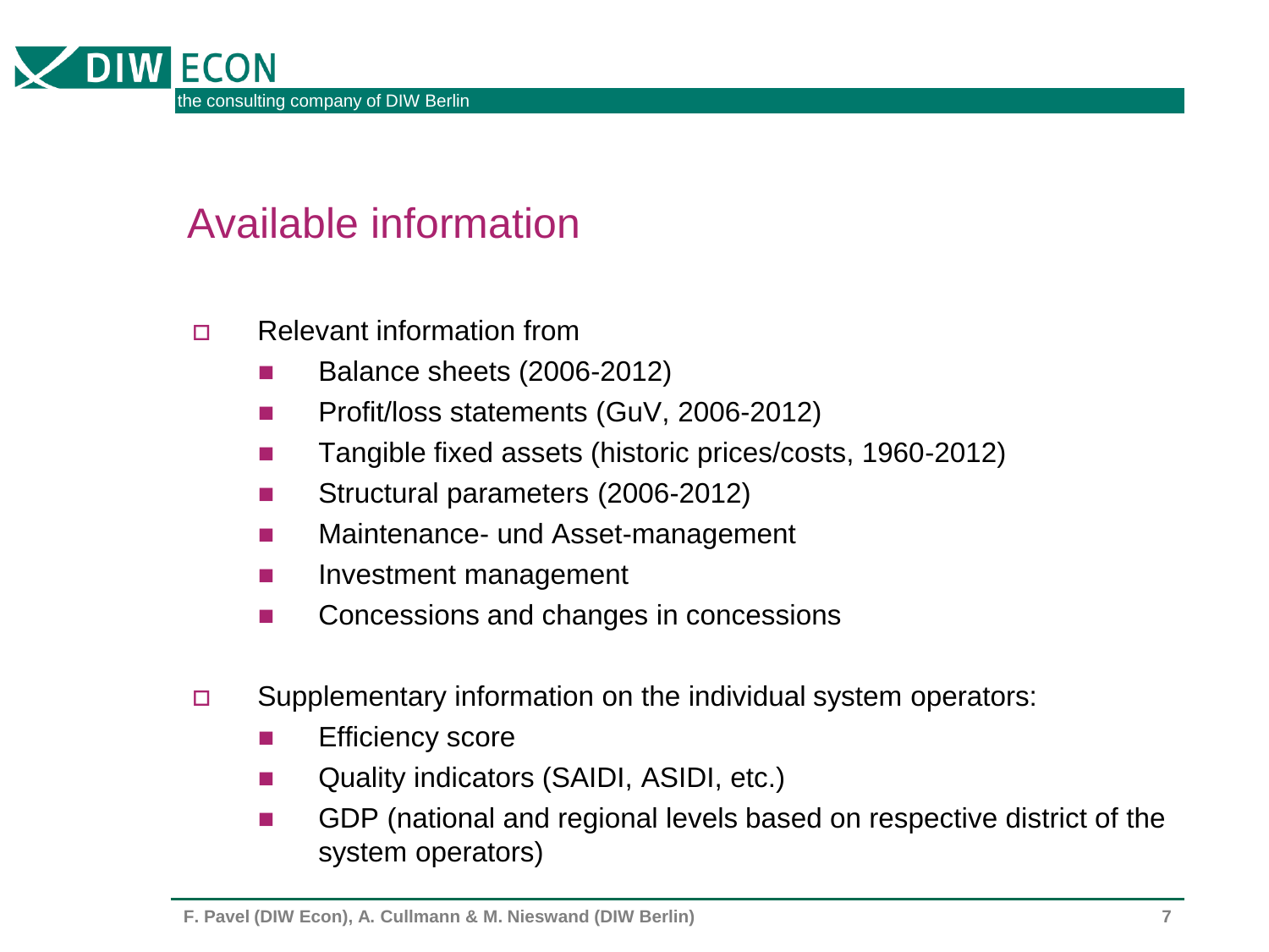# Available information

- Relevant information from
  - Balance sheets (2006-2012)
  - Profit/loss statements (GuV, 2006-2012)
  - Tangible fixed assets (historic prices/costs, 1960-2012)
  - Structural parameters (2006-2012)
  - Maintenance- und Asset-management
  - Investment management
  - Concessions and changes in concessions

- Supplementary information on the individual system operators:
  - Efficiency score
  - Quality indicators (SAIDI, ASIDI, etc.)
  - GDP (national and regional levels based on respective district of the system operators)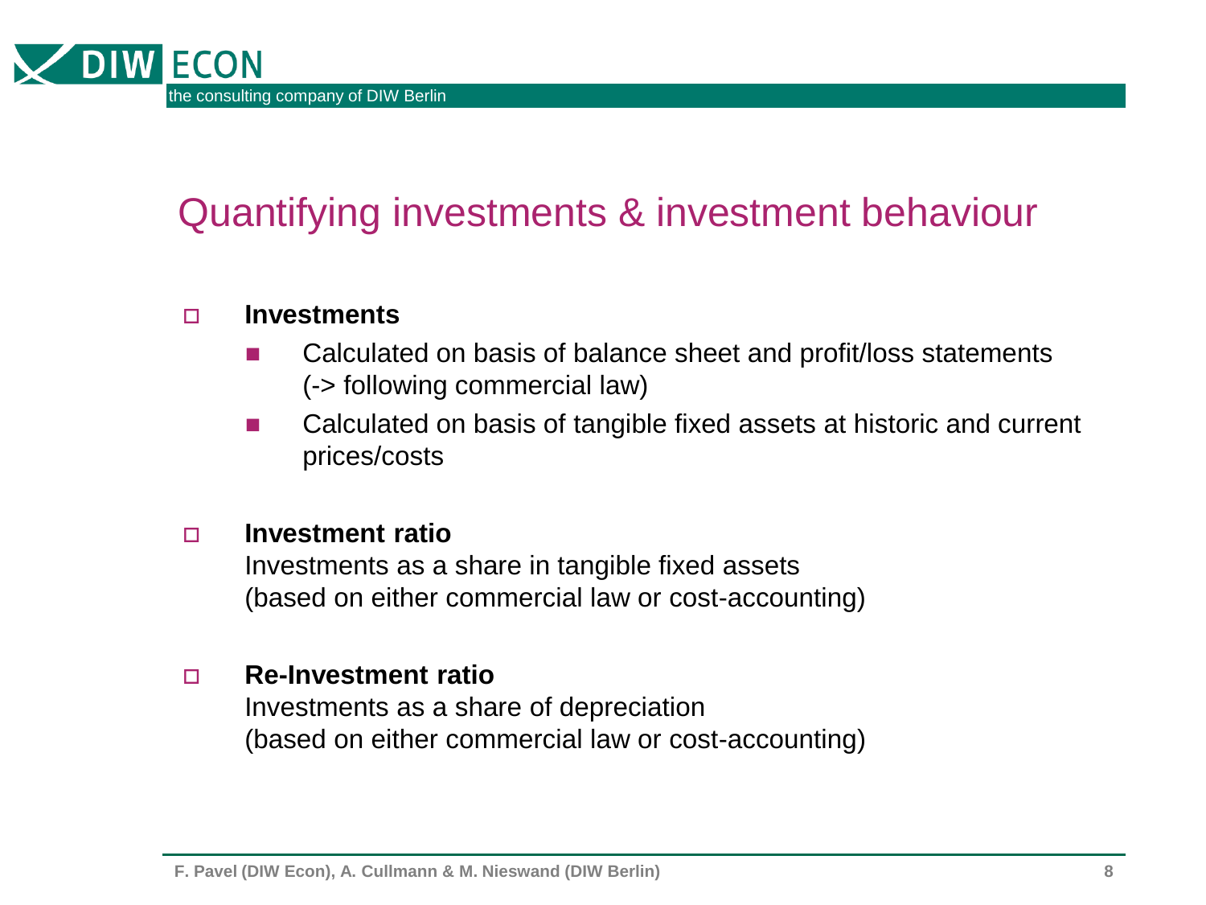# Quantifying investments & investment behaviour

- **Investments**
  - Calculated on basis of balance sheet and profit/loss statements (-> following commercial law)
  - Calculated on basis of tangible fixed assets at historic and current prices/costs

- **Investment ratio**
  Investments as a share in tangible fixed assets
  (based on either commercial law or cost-accounting)

- **Re-Investment ratio**
  Investments as a share of depreciation
  (based on either commercial law or cost-accounting)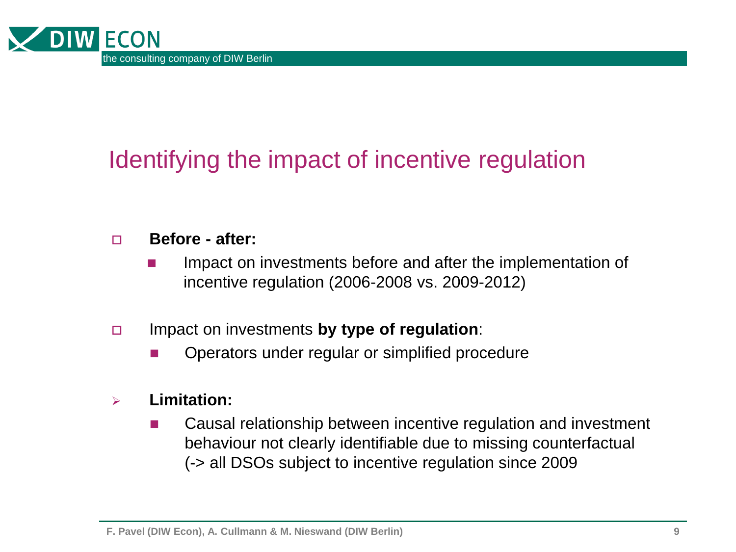# Identifying the impact of incentive regulation

- **Before - after:**
  - Impact on investments before and after the implementation of incentive regulation (2006-2008 vs. 2009-2012)

- Impact on investments **by type of regulation**:
  - Operators under regular or simplified procedure

- **Limitation:**
  - Causal relationship between incentive regulation and investment behaviour not clearly identifiable due to missing counterfactual (-> all DSOs subject to incentive regulation since 2009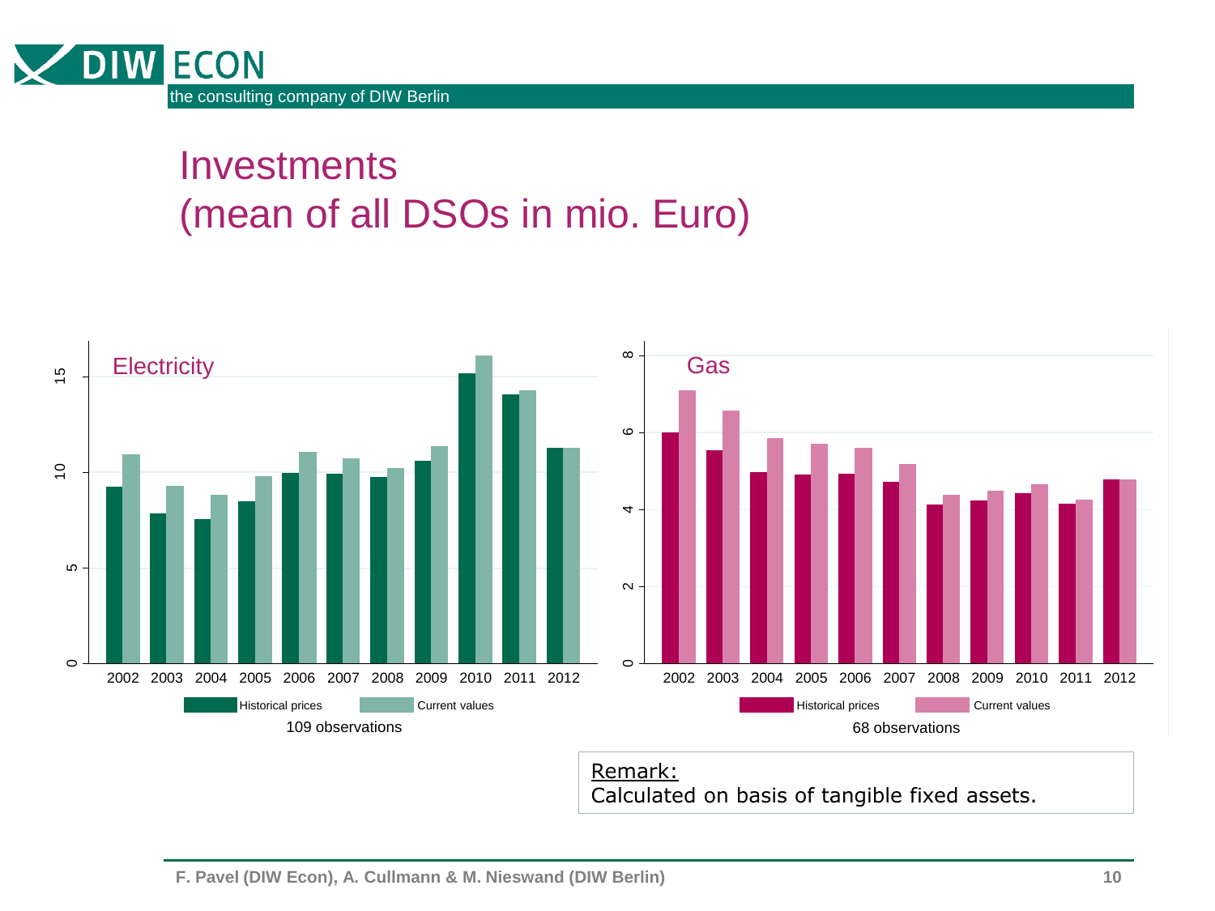# Investments
## (mean of all DSOs in mio. Euro)

Electricity

109 observations

Gas

68 observations

Remark:
Calculated on basis of tangible fixed assets.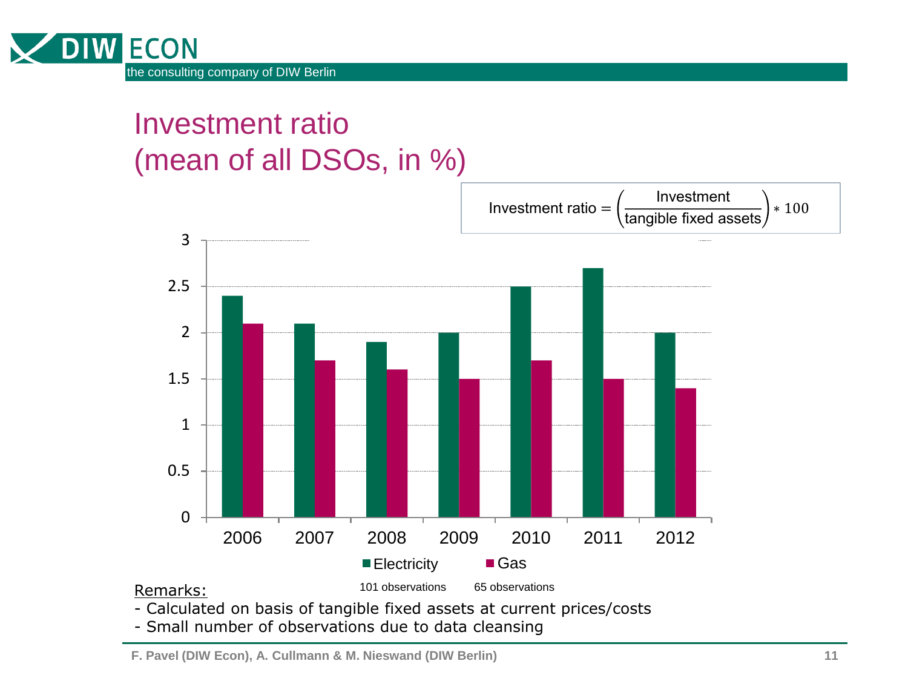# Investment ratio (mean of all DSOs, in %)

$$\text{Investment ratio} = \left(\frac{\text{Investment}}{\text{tangible fixed assets}}\right) * 100$$

| Year | Electricity | Gas |
|---|---|---|
| 2006 | 2.4 | 2.1 |
| 2007 | 2.1 | 1.7 |
| 2008 | 1.9 | 1.6 |
| 2009 | 2.0 | 1.5 |
| 2010 | 2.5 | 1.7 |
| 2011 | 2.7 | 1.5 |
| 2012 | 2.0 | 1.4 |

Electricity: 101 observations; Gas: 65 observations

Remarks:

- Calculated on basis of tangible fixed assets at current prices/costs
- Small number of observations due to data cleansing

**F. Pavel (DIW Econ), A. Cullmann & M. Nieswand (DIW Berlin)**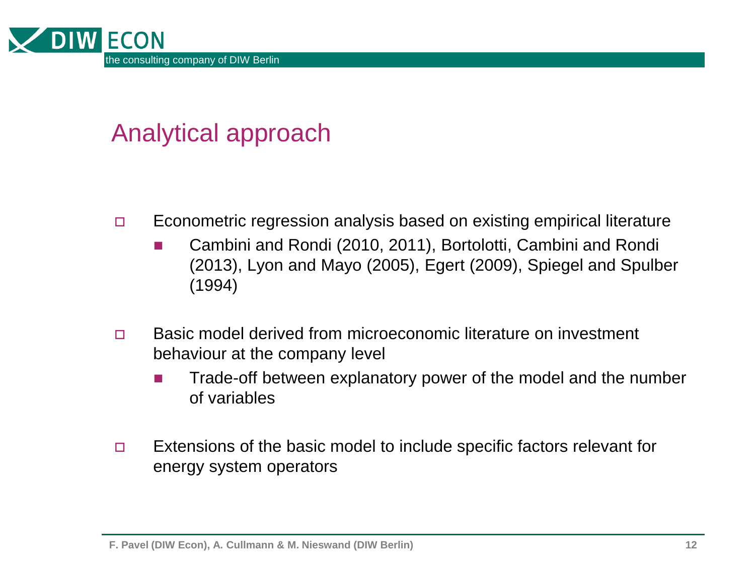# Analytical approach

- Econometric regression analysis based on existing empirical literature
  - Cambini and Rondi (2010, 2011), Bortolotti, Cambini and Rondi (2013), Lyon and Mayo (2005), Egert (2009), Spiegel and Spulber (1994)
- Basic model derived from microeconomic literature on investment behaviour at the company level
  - Trade-off between explanatory power of the model and the number of variables
- Extensions of the basic model to include specific factors relevant for energy system operators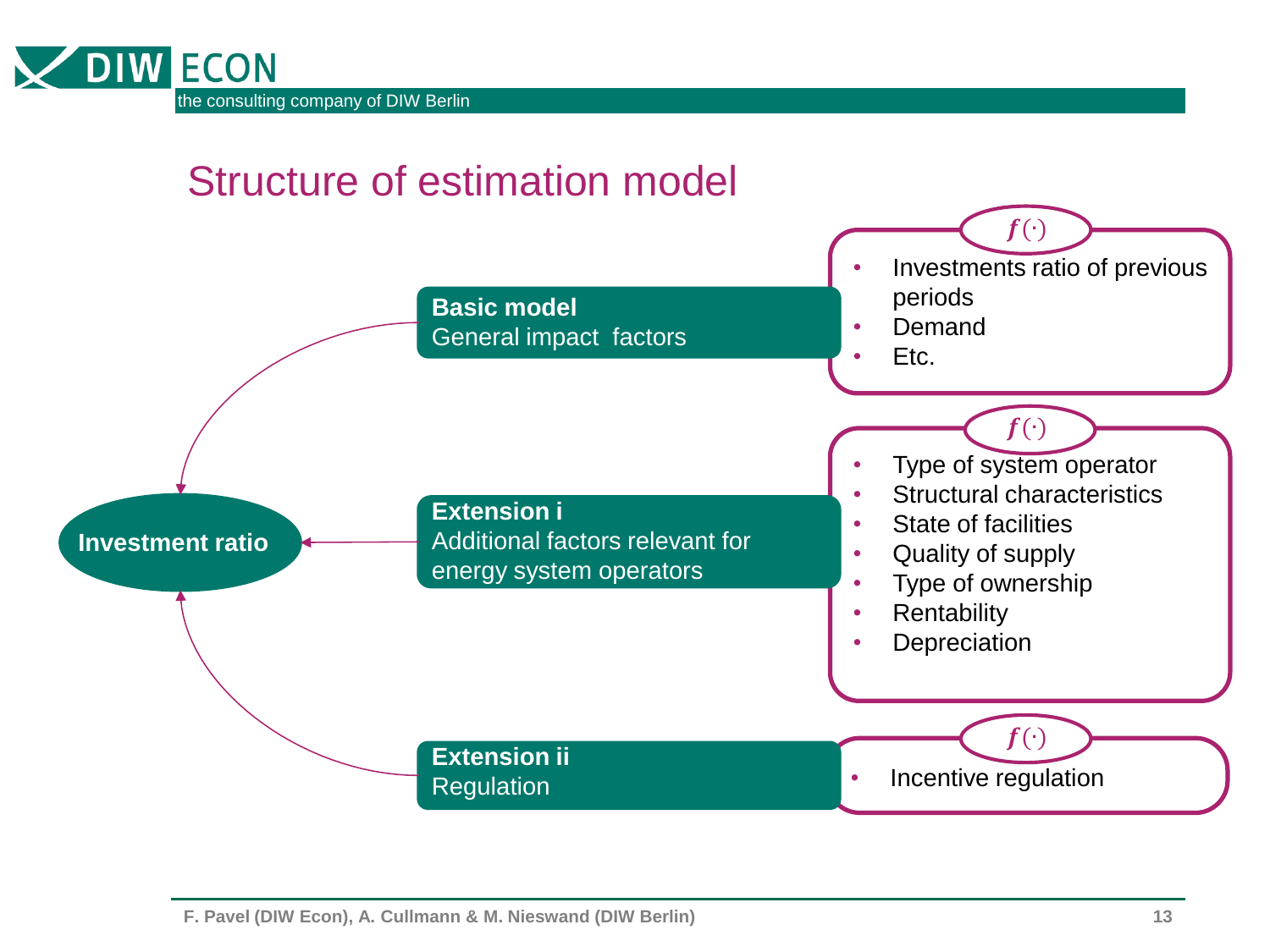# Structure of estimation model

**Investment ratio**

**Basic model**
General impact factors

$f(\cdot)$

- Investments ratio of previous periods
- Demand
- Etc.

**Extension i**
Additional factors relevant for energy system operators

$f(\cdot)$

- Type of system operator
- Structural characteristics
- State of facilities
- Quality of supply
- Type of ownership
- Rentability
- Depreciation

**Extension ii**
Regulation

$f(\cdot)$

- Incentive regulation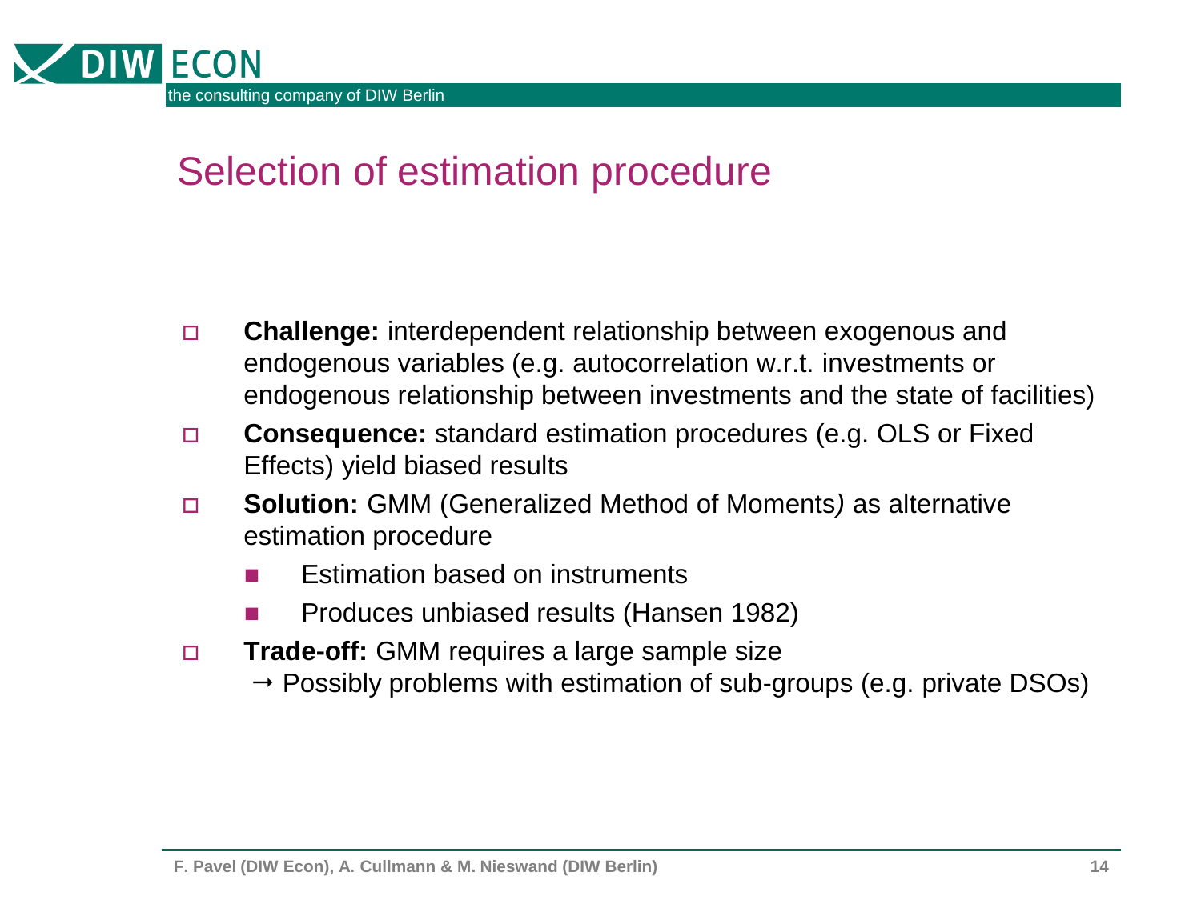# Selection of estimation procedure

- **Challenge:** interdependent relationship between exogenous and endogenous variables (e.g. autocorrelation w.r.t. investments or endogenous relationship between investments and the state of facilities)
- **Consequence:** standard estimation procedures (e.g. OLS or Fixed Effects) yield biased results
- **Solution:** GMM (Generalized Method of Moments) as alternative estimation procedure
  - Estimation based on instruments
  - Produces unbiased results (Hansen 1982)
- **Trade-off:** GMM requires a large sample size
  → Possibly problems with estimation of sub-groups (e.g. private DSOs)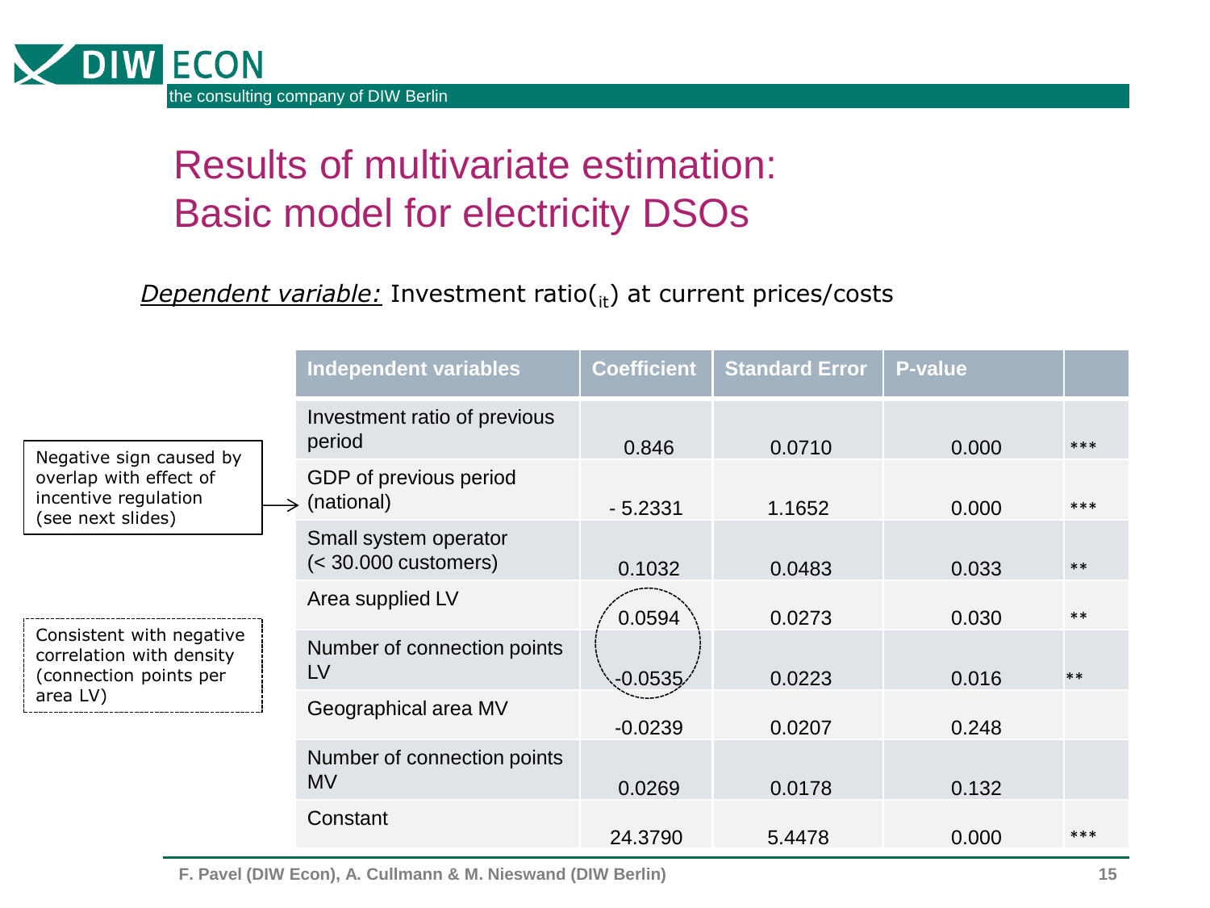# Results of multivariate estimation: Basic model for electricity DSOs

*Dependent variable:* Investment ratio($_{it}$) at current prices/costs

| Independent variables | Coefficient | Standard Error | P-value | |
|---|---|---|---|---|
| Investment ratio of previous period | 0.846 | 0.0710 | 0.000 | *** |
| GDP of previous period (national) | - 5.2331 | 1.1652 | 0.000 | *** |
| Small system operator (< 30.000 customers) | 0.1032 | 0.0483 | 0.033 | ** |
| Area supplied LV | 0.0594 | 0.0273 | 0.030 | ** |
| Number of connection points LV | -0.0535 | 0.0223 | 0.016 | ** |
| Geographical area MV | -0.0239 | 0.0207 | 0.248 | |
| Number of connection points MV | 0.0269 | 0.0178 | 0.132 | |
| Constant | 24.3790 | 5.4478 | 0.000 | *** |

Negative sign caused by overlap with effect of incentive regulation (see next slides) → GDP of previous period (national)

Consistent with negative correlation with density (connection points per area LV) → Area supplied LV / Number of connection points LV

F. Pavel (DIW Econ), A. Cullmann & M. Nieswand (DIW Berlin)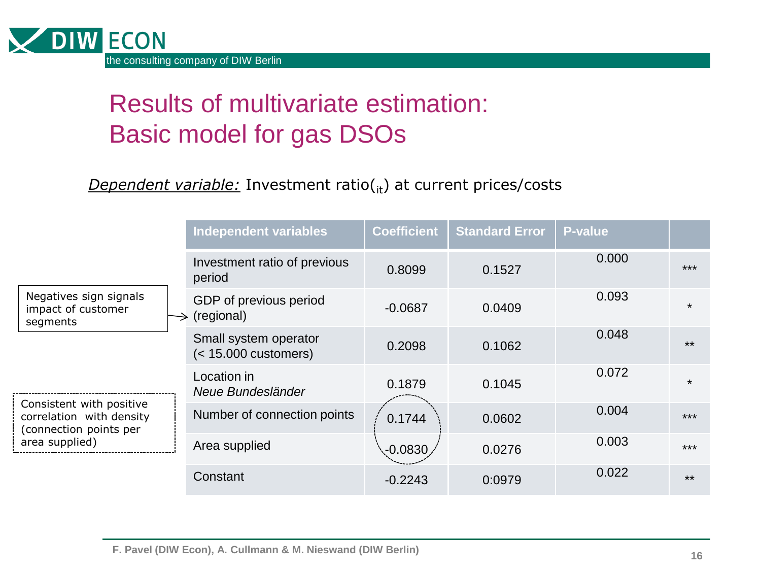# Results of multivariate estimation: Basic model for gas DSOs

*Dependent variable:* Investment ratio($_{it}$) at current prices/costs

| Independent variables | Coefficient | Standard Error | P-value | |
|---|---|---|---|---|
| Investment ratio of previous period | 0.8099 | 0.1527 | 0.000 | *** |
| GDP of previous period (regional) | -0.0687 | 0.0409 | 0.093 | * |
| Small system operator (< 15.000 customers) | 0.2098 | 0.1062 | 0.048 | ** |
| Location in *Neue Bundesländer* | 0.1879 | 0.1045 | 0.072 | * |
| Number of connection points | 0.1744 | 0.0602 | 0.004 | *** |
| Area supplied | -0.0830 | 0.0276 | 0.003 | *** |
| Constant | -0.2243 | 0:0979 | 0.022 | ** |

Negatives sign signals impact of customer segments

Consistent with positive correlation with density (connection points per area supplied)

F. Pavel (DIW Econ), A. Cullmann & M. Nieswand (DIW Berlin)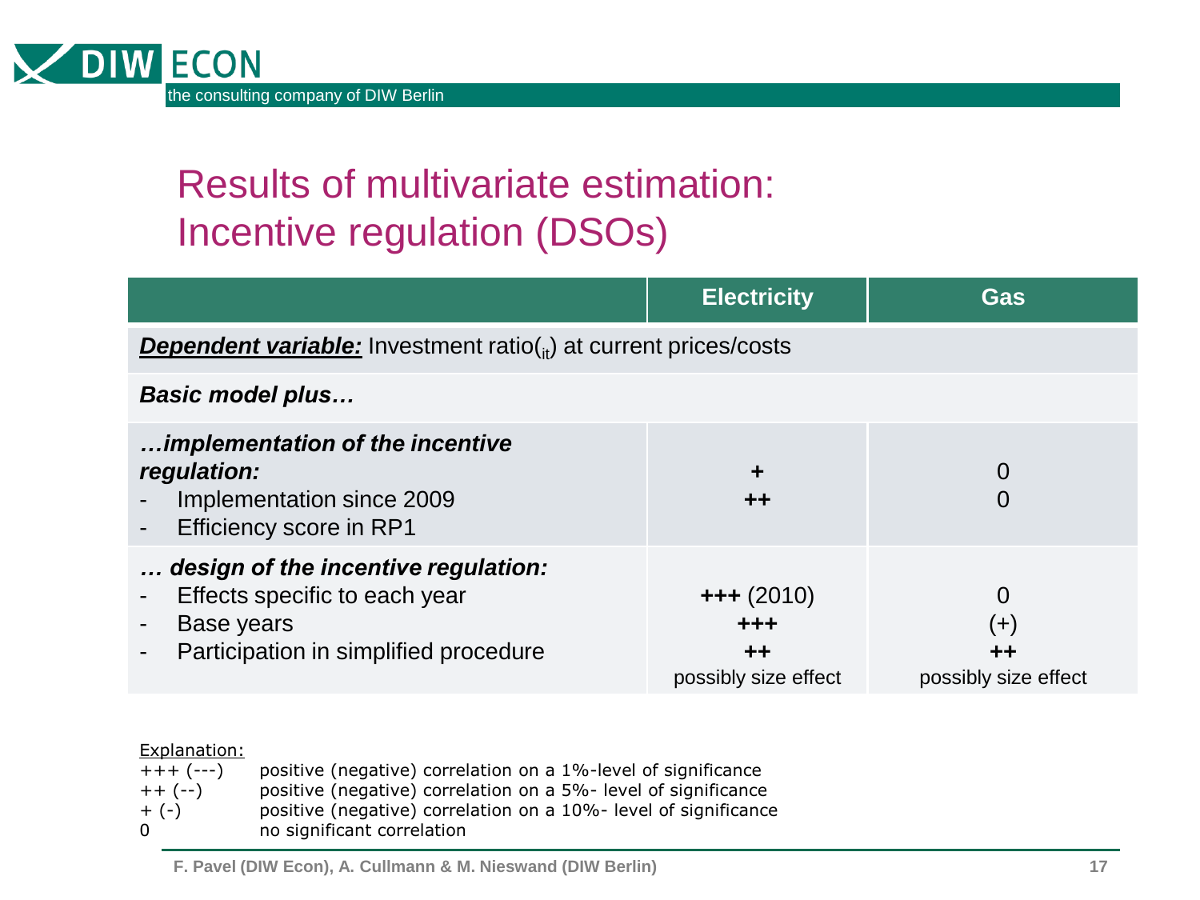# Results of multivariate estimation: Incentive regulation (DSOs)

| | Electricity | Gas |
|---|---|---|
| ***Dependent variable:*** Investment ratio($_{it}$) at current prices/costs | | |
| ***Basic model plus…*** | | |
| ***…implementation of the incentive regulation:*** | | |
| - Implementation since 2009 | **+** | 0 |
| - Efficiency score in RP1 | **++** | 0 |
| ***… design of the incentive regulation:*** | | |
| - Effects specific to each year | **+++** (2010) | 0 |
| - Base years | **+++** | (+) |
| - Participation in simplified procedure | **++** possibly size effect | **++** possibly size effect |

Explanation:

+++ (---) positive (negative) correlation on a 1%-level of significance
++ (--) positive (negative) correlation on a 5%- level of significance
+ (-) positive (negative) correlation on a 10%- level of significance
0 no significant correlation

F. Pavel (DIW Econ), A. Cullmann & M. Nieswand (DIW Berlin)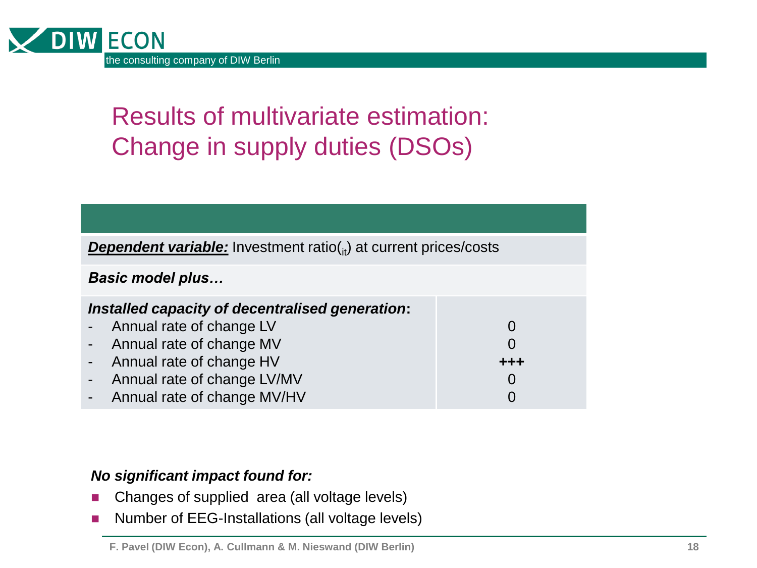# Results of multivariate estimation: Change in supply duties (DSOs)

| | |
|---|---|
| ***Dependent variable:*** Investment ratio($_{it}$) at current prices/costs | |
| ***Basic model plus…*** | |
| ***Installed capacity of decentralised generation*:** | |
| - Annual rate of change LV | 0 |
| - Annual rate of change MV | 0 |
| - Annual rate of change HV | **+++** |
| - Annual rate of change LV/MV | 0 |
| - Annual rate of change MV/HV | 0 |

***No significant impact found for:***

- Changes of supplied area (all voltage levels)
- Number of EEG-Installations (all voltage levels)

**F. Pavel (DIW Econ), A. Cullmann & M. Nieswand (DIW Berlin)**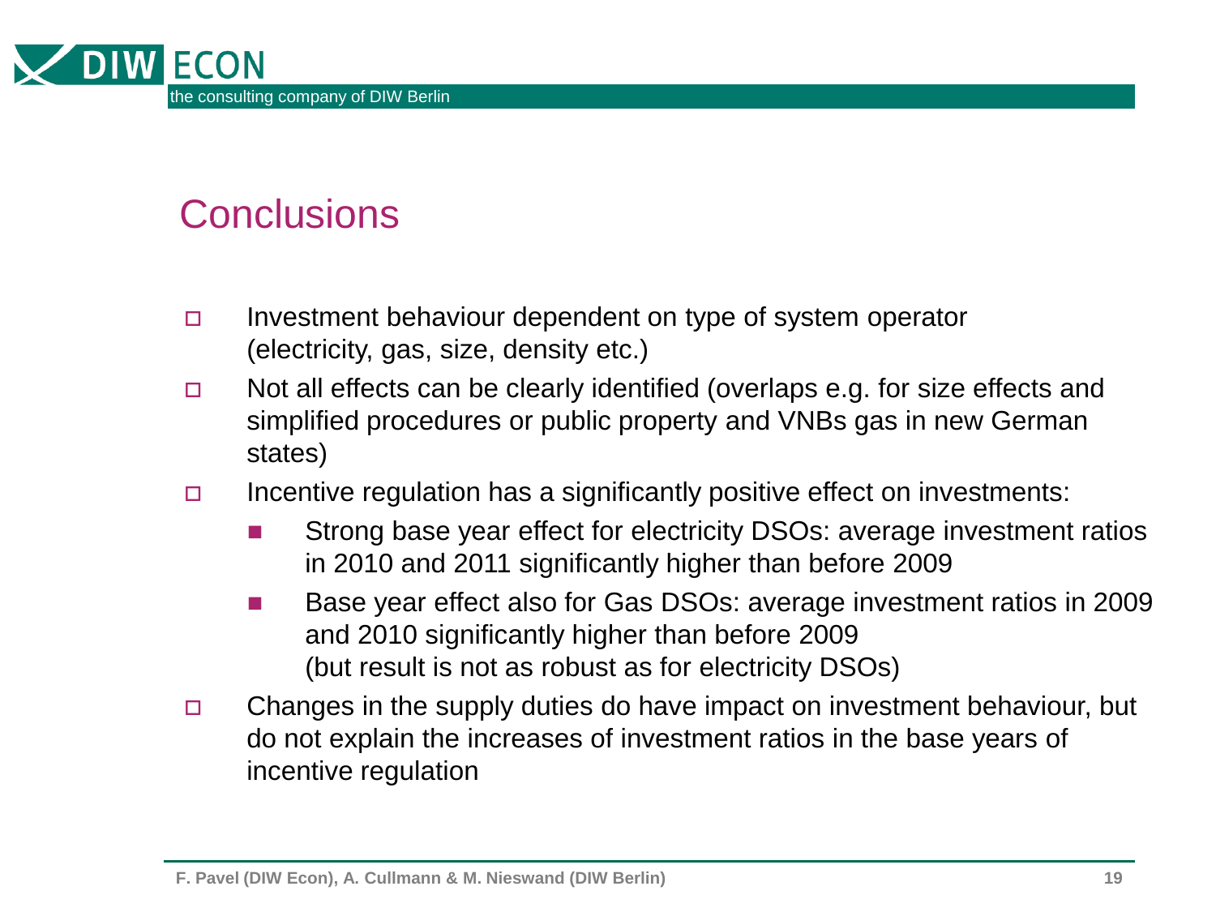# Conclusions

- Investment behaviour dependent on type of system operator (electricity, gas, size, density etc.)
- Not all effects can be clearly identified (overlaps e.g. for size effects and simplified procedures or public property and VNBs gas in new German states)
- Incentive regulation has a significantly positive effect on investments:
  - Strong base year effect for electricity DSOs: average investment ratios in 2010 and 2011 significantly higher than before 2009
  - Base year effect also for Gas DSOs: average investment ratios in 2009 and 2010 significantly higher than before 2009
    (but result is not as robust as for electricity DSOs)
- Changes in the supply duties do have impact on investment behaviour, but do not explain the increases of investment ratios in the base years of incentive regulation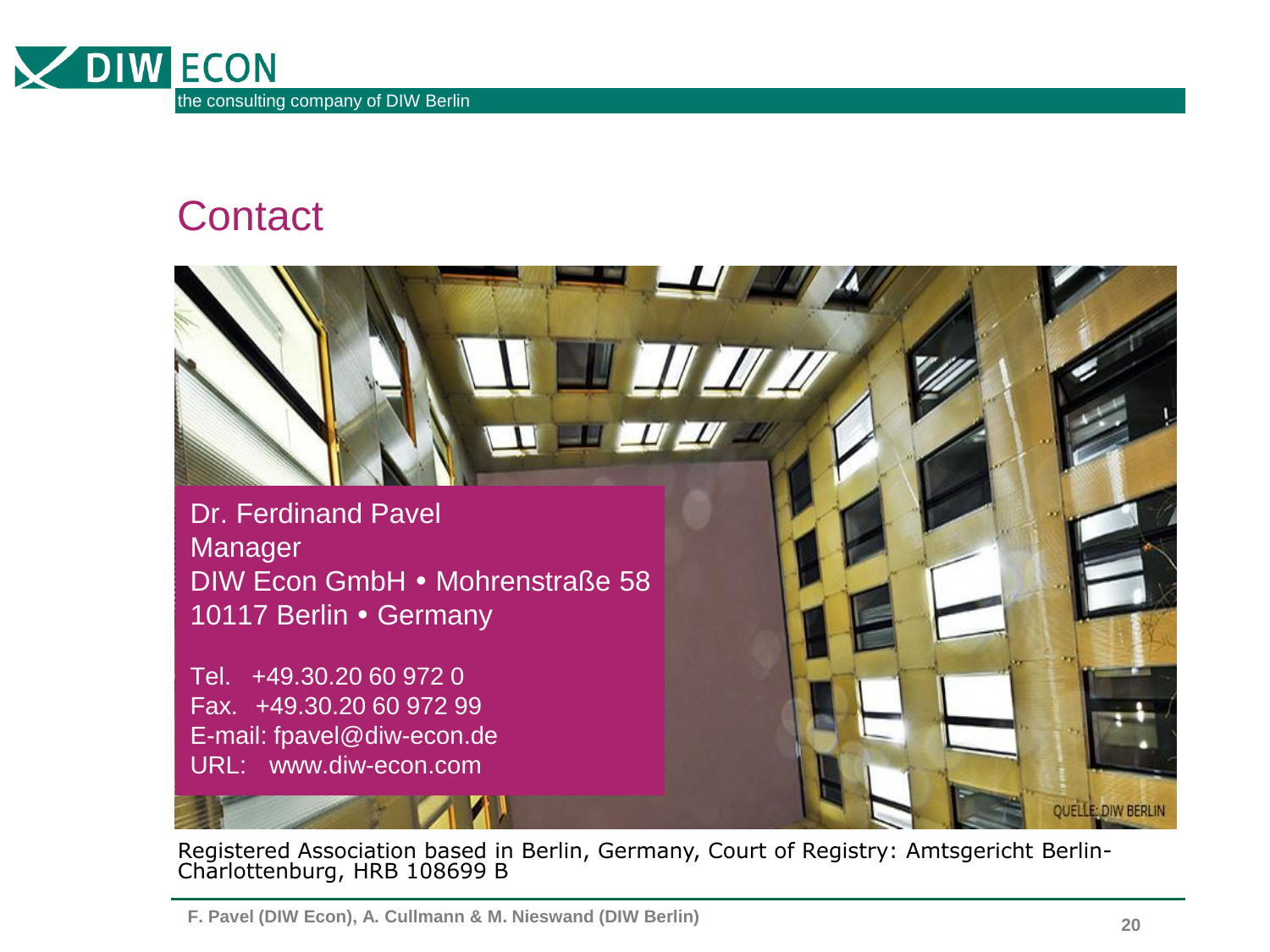# Contact

Dr. Ferdinand Pavel
Manager
DIW Econ GmbH • Mohrenstraße 58
10117 Berlin • Germany

Tel. +49.30.20 60 972 0
Fax. +49.30.20 60 972 99
E-mail: fpavel@diw-econ.de
URL: www.diw-econ.com

QUELLE: DIW BERLIN

Registered Association based in Berlin, Germany, Court of Registry: Amtsgericht Berlin-Charlottenburg, HRB 108699 B